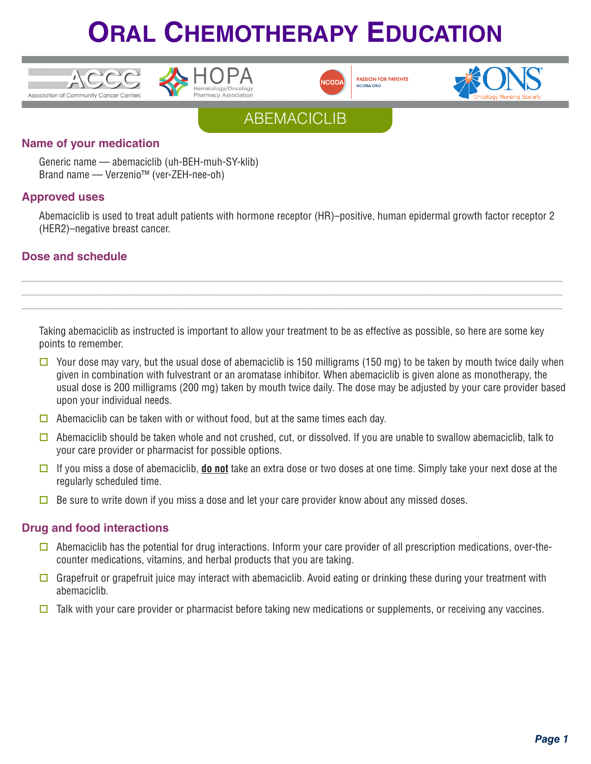# Oral Chemotherapy Education

ACCC Association of Community Cancer Centers | HOPA Hematology/Oncology Pharmacy Association | NCODA Passion for Patients NCODA.ORG | ONS Oncology Nursing Society

## ABEMACICLIB

### Name of your medication

Generic name — abemaciclib (uh-BEH-muh-SY-klib)
Brand name — Verzenio™ (ver-ZEH-nee-oh)

### Approved uses

Abemaciclib is used to treat adult patients with hormone receptor (HR)–positive, human epidermal growth factor receptor 2 (HER2)–negative breast cancer.

### Dose and schedule

\_\_\_\_\_\_\_\_\_\_\_\_\_\_\_\_\_\_\_\_\_\_\_\_\_\_\_\_\_\_\_\_\_\_\_\_\_\_\_\_\_\_\_\_\_\_\_\_\_\_\_\_\_\_\_\_\_\_\_\_\_\_\_\_\_\_\_\_\_\_\_\_\_\_\_\_\_\_
\_\_\_\_\_\_\_\_\_\_\_\_\_\_\_\_\_\_\_\_\_\_\_\_\_\_\_\_\_\_\_\_\_\_\_\_\_\_\_\_\_\_\_\_\_\_\_\_\_\_\_\_\_\_\_\_\_\_\_\_\_\_\_\_\_\_\_\_\_\_\_\_\_\_\_\_\_\_
\_\_\_\_\_\_\_\_\_\_\_\_\_\_\_\_\_\_\_\_\_\_\_\_\_\_\_\_\_\_\_\_\_\_\_\_\_\_\_\_\_\_\_\_\_\_\_\_\_\_\_\_\_\_\_\_\_\_\_\_\_\_\_\_\_\_\_\_\_\_\_\_\_\_\_\_\_\_

Taking abemaciclib as instructed is important to allow your treatment to be as effective as possible, so here are some key points to remember.

- ☐ Your dose may vary, but the usual dose of abemaciclib is 150 milligrams (150 mg) to be taken by mouth twice daily when given in combination with fulvestrant or an aromatase inhibitor. When abemaciclib is given alone as monotherapy, the usual dose is 200 milligrams (200 mg) taken by mouth twice daily. The dose may be adjusted by your care provider based upon your individual needs.
- ☐ Abemaciclib can be taken with or without food, but at the same times each day.
- ☐ Abemaciclib should be taken whole and not crushed, cut, or dissolved. If you are unable to swallow abemaciclib, talk to your care provider or pharmacist for possible options.
- ☐ If you miss a dose of abemaciclib, **do not** take an extra dose or two doses at one time. Simply take your next dose at the regularly scheduled time.
- ☐ Be sure to write down if you miss a dose and let your care provider know about any missed doses.

### Drug and food interactions

- ☐ Abemaciclib has the potential for drug interactions. Inform your care provider of all prescription medications, over-the-counter medications, vitamins, and herbal products that you are taking.
- ☐ Grapefruit or grapefruit juice may interact with abemaciclib. Avoid eating or drinking these during your treatment with abemaciclib.
- ☐ Talk with your care provider or pharmacist before taking new medications or supplements, or receiving any vaccines.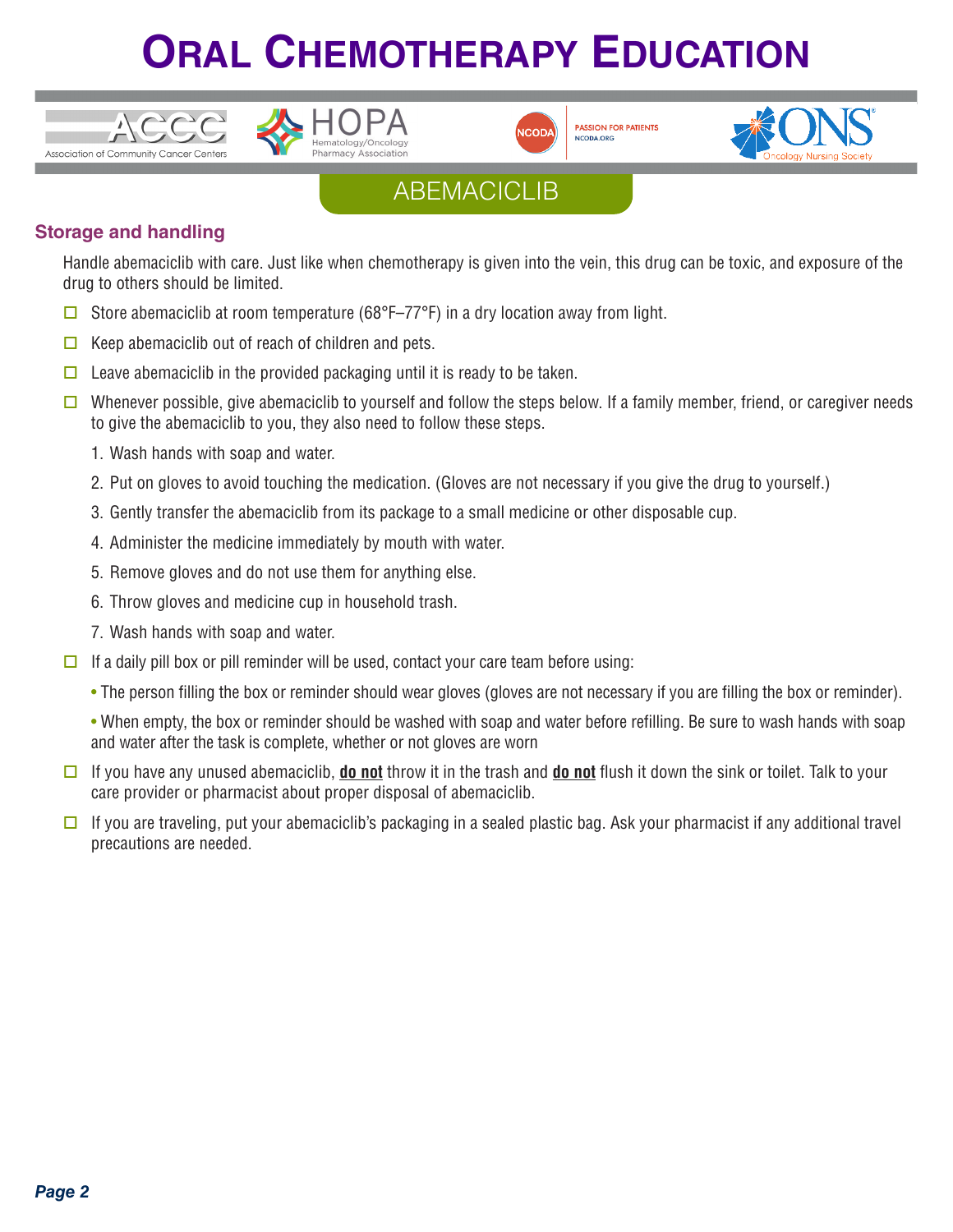# ORAL CHEMOTHERAPY EDUCATION

## ABEMACICLIB

### Storage and handling

Handle abemaciclib with care. Just like when chemotherapy is given into the vein, this drug can be toxic, and exposure of the drug to others should be limited.

- ☐ Store abemaciclib at room temperature (68°F–77°F) in a dry location away from light.
- ☐ Keep abemaciclib out of reach of children and pets.
- ☐ Leave abemaciclib in the provided packaging until it is ready to be taken.
- ☐ Whenever possible, give abemaciclib to yourself and follow the steps below. If a family member, friend, or caregiver needs to give the abemaciclib to you, they also need to follow these steps.
  1. Wash hands with soap and water.
  2. Put on gloves to avoid touching the medication. (Gloves are not necessary if you give the drug to yourself.)
  3. Gently transfer the abemaciclib from its package to a small medicine or other disposable cup.
  4. Administer the medicine immediately by mouth with water.
  5. Remove gloves and do not use them for anything else.
  6. Throw gloves and medicine cup in household trash.
  7. Wash hands with soap and water.
- ☐ If a daily pill box or pill reminder will be used, contact your care team before using:
  - The person filling the box or reminder should wear gloves (gloves are not necessary if you are filling the box or reminder).
  - When empty, the box or reminder should be washed with soap and water before refilling. Be sure to wash hands with soap and water after the task is complete, whether or not gloves are worn
- ☐ If you have any unused abemaciclib, **do not** throw it in the trash and **do not** flush it down the sink or toilet. Talk to your care provider or pharmacist about proper disposal of abemaciclib.
- ☐ If you are traveling, put your abemaciclib's packaging in a sealed plastic bag. Ask your pharmacist if any additional travel precautions are needed.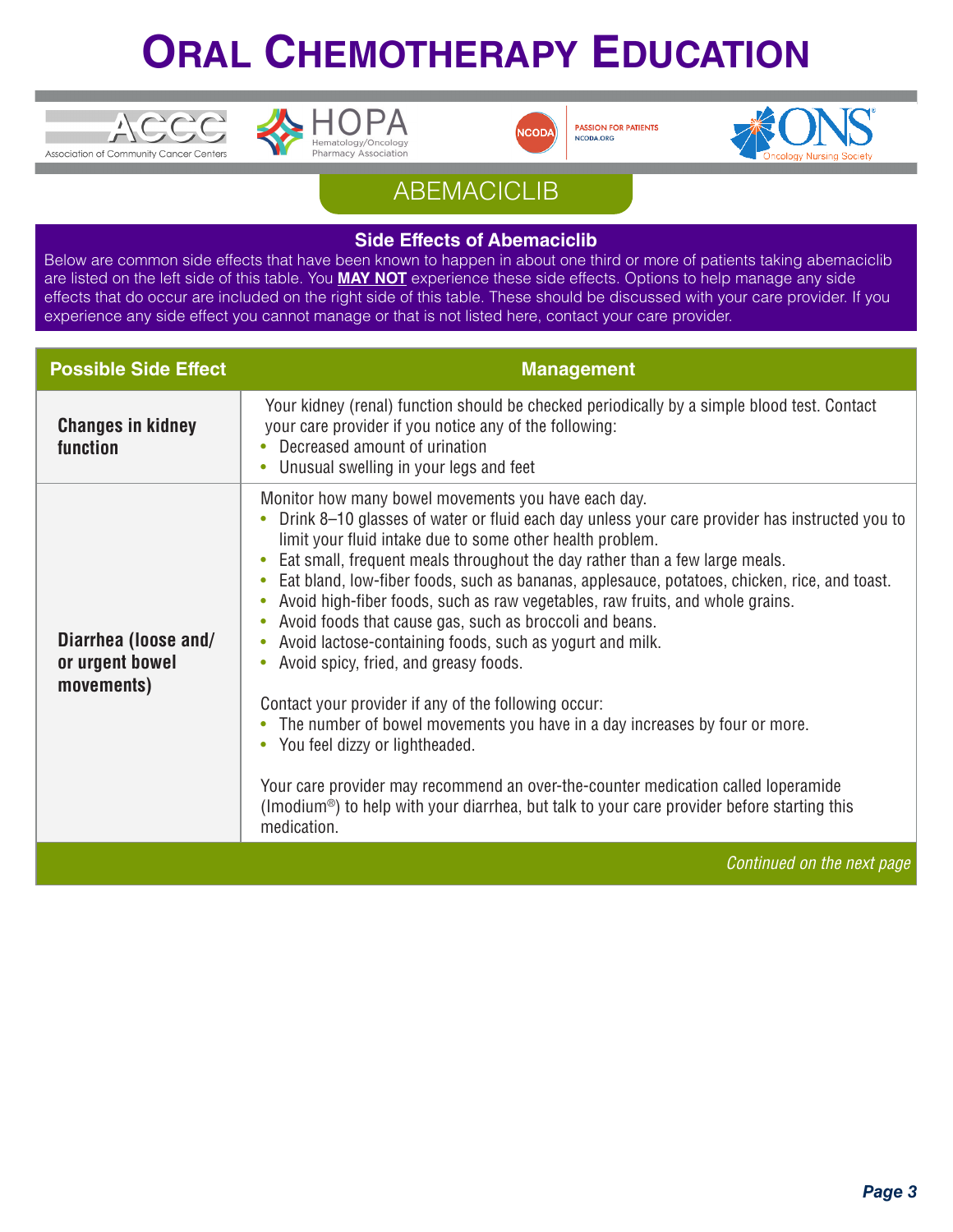# ORAL CHEMOTHERAPY EDUCATION

ACCC Association of Community Cancer Centers | HOPA Hematology/Oncology Pharmacy Association | NCODA PASSION FOR PATIENTS NCODA.ORG | ONS Oncology Nursing Society

## ABEMACICLIB

### Side Effects of Abemaciclib

Below are common side effects that have been known to happen in about one third or more of patients taking abemaciclib are listed on the left side of this table. You **MAY NOT** experience these side effects. Options to help manage any side effects that do occur are included on the right side of this table. These should be discussed with your care provider. If you experience any side effect you cannot manage or that is not listed here, contact your care provider.

| Possible Side Effect | Management |
|---|---|
| **Changes in kidney function** | Your kidney (renal) function should be checked periodically by a simple blood test. Contact your care provider if you notice any of the following:<br>• Decreased amount of urination<br>• Unusual swelling in your legs and feet |
| **Diarrhea (loose and/ or urgent bowel movements)** | Monitor how many bowel movements you have each day.<br>• Drink 8–10 glasses of water or fluid each day unless your care provider has instructed you to limit your fluid intake due to some other health problem.<br>• Eat small, frequent meals throughout the day rather than a few large meals.<br>• Eat bland, low-fiber foods, such as bananas, applesauce, potatoes, chicken, rice, and toast.<br>• Avoid high-fiber foods, such as raw vegetables, raw fruits, and whole grains.<br>• Avoid foods that cause gas, such as broccoli and beans.<br>• Avoid lactose-containing foods, such as yogurt and milk.<br>• Avoid spicy, fried, and greasy foods.<br><br>Contact your provider if any of the following occur:<br>• The number of bowel movements you have in a day increases by four or more.<br>• You feel dizzy or lightheaded.<br><br>Your care provider may recommend an over-the-counter medication called loperamide (Imodium®) to help with your diarrhea, but talk to your care provider before starting this medication. |

*Continued on the next page*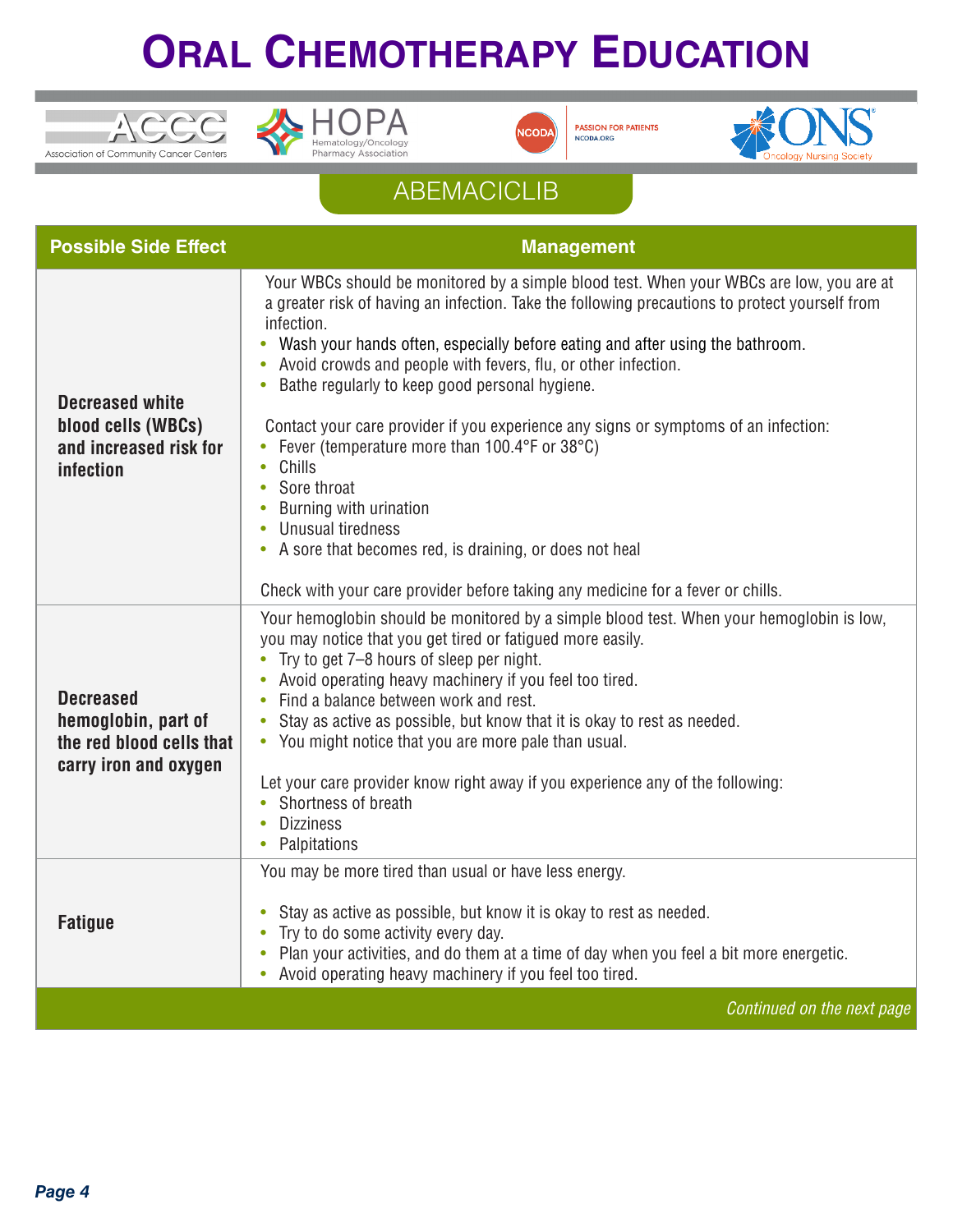# ORAL CHEMOTHERAPY EDUCATION

ACCC Association of Community Cancer Centers | HOPA Hematology/Oncology Pharmacy Association | NCODA PASSION FOR PATIENTS NCODA.ORG | ONS Oncology Nursing Society

## ABEMACICLIB

| Possible Side Effect | Management |
|---|---|
| **Decreased white blood cells (WBCs) and increased risk for infection** | Your WBCs should be monitored by a simple blood test. When your WBCs are low, you are at a greater risk of having an infection. Take the following precautions to protect yourself from infection.<br>• Wash your hands often, especially before eating and after using the bathroom.<br>• Avoid crowds and people with fevers, flu, or other infection.<br>• Bathe regularly to keep good personal hygiene.<br><br>Contact your care provider if you experience any signs or symptoms of an infection:<br>• Fever (temperature more than 100.4°F or 38°C)<br>• Chills<br>• Sore throat<br>• Burning with urination<br>• Unusual tiredness<br>• A sore that becomes red, is draining, or does not heal<br><br>Check with your care provider before taking any medicine for a fever or chills. |
| **Decreased hemoglobin, part of the red blood cells that carry iron and oxygen** | Your hemoglobin should be monitored by a simple blood test. When your hemoglobin is low, you may notice that you get tired or fatigued more easily.<br>• Try to get 7–8 hours of sleep per night.<br>• Avoid operating heavy machinery if you feel too tired.<br>• Find a balance between work and rest.<br>• Stay as active as possible, but know that it is okay to rest as needed.<br>• You might notice that you are more pale than usual.<br><br>Let your care provider know right away if you experience any of the following:<br>• Shortness of breath<br>• Dizziness<br>• Palpitations |
| **Fatigue** | You may be more tired than usual or have less energy.<br><br>• Stay as active as possible, but know it is okay to rest as needed.<br>• Try to do some activity every day.<br>• Plan your activities, and do them at a time of day when you feel a bit more energetic.<br>• Avoid operating heavy machinery if you feel too tired. |

*Continued on the next page*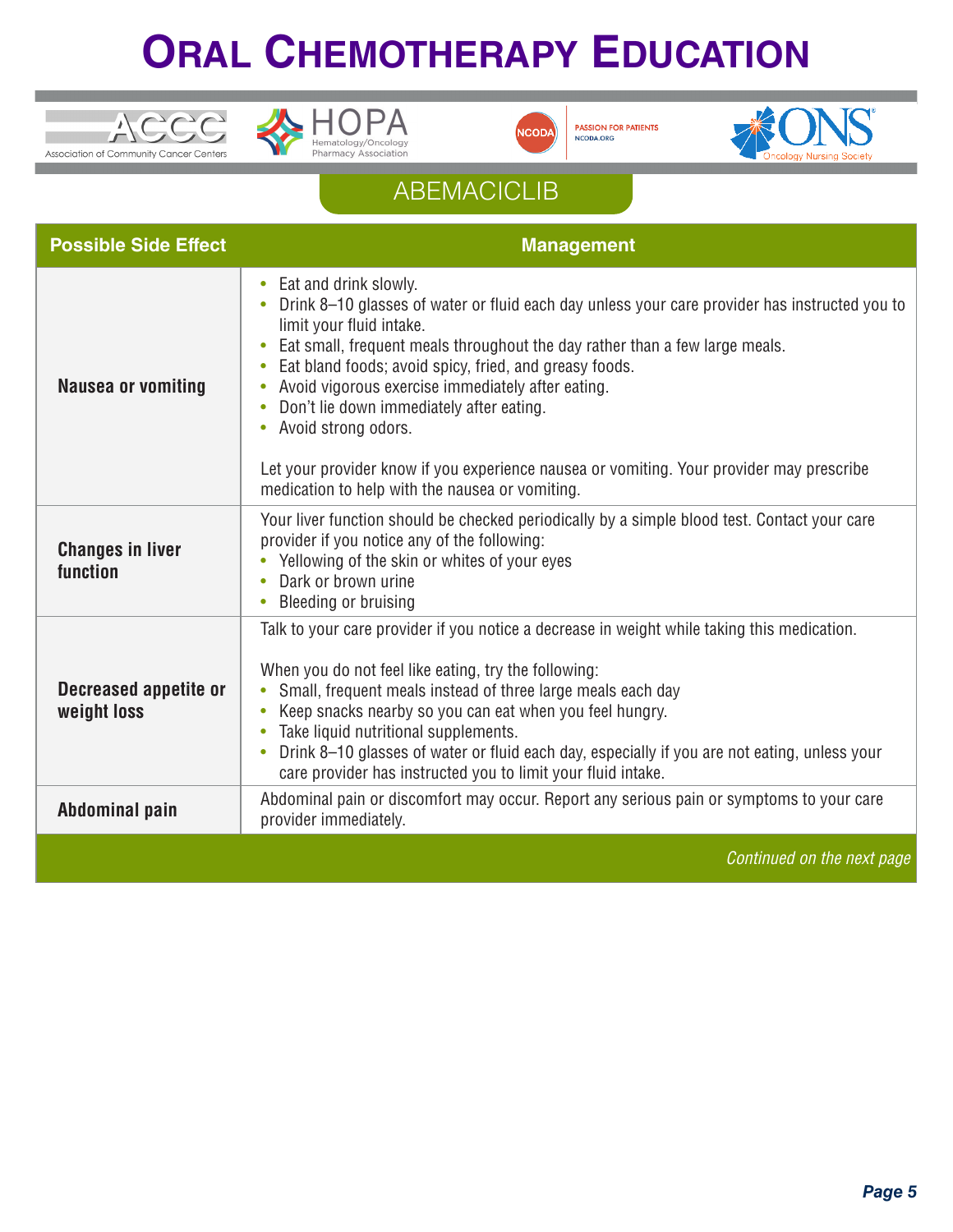# Oral Chemotherapy Education

## ABEMACICLIB

| Possible Side Effect | Management |
|---|---|
| **Nausea or vomiting** | • Eat and drink slowly.<br>• Drink 8–10 glasses of water or fluid each day unless your care provider has instructed you to limit your fluid intake.<br>• Eat small, frequent meals throughout the day rather than a few large meals.<br>• Eat bland foods; avoid spicy, fried, and greasy foods.<br>• Avoid vigorous exercise immediately after eating.<br>• Don't lie down immediately after eating.<br>• Avoid strong odors.<br><br>Let your provider know if you experience nausea or vomiting. Your provider may prescribe medication to help with the nausea or vomiting. |
| **Changes in liver function** | Your liver function should be checked periodically by a simple blood test. Contact your care provider if you notice any of the following:<br>• Yellowing of the skin or whites of your eyes<br>• Dark or brown urine<br>• Bleeding or bruising |
| **Decreased appetite or weight loss** | Talk to your care provider if you notice a decrease in weight while taking this medication.<br><br>When you do not feel like eating, try the following:<br>• Small, frequent meals instead of three large meals each day<br>• Keep snacks nearby so you can eat when you feel hungry.<br>• Take liquid nutritional supplements.<br>• Drink 8–10 glasses of water or fluid each day, especially if you are not eating, unless your care provider has instructed you to limit your fluid intake. |
| **Abdominal pain** | Abdominal pain or discomfort may occur. Report any serious pain or symptoms to your care provider immediately. |

*Continued on the next page*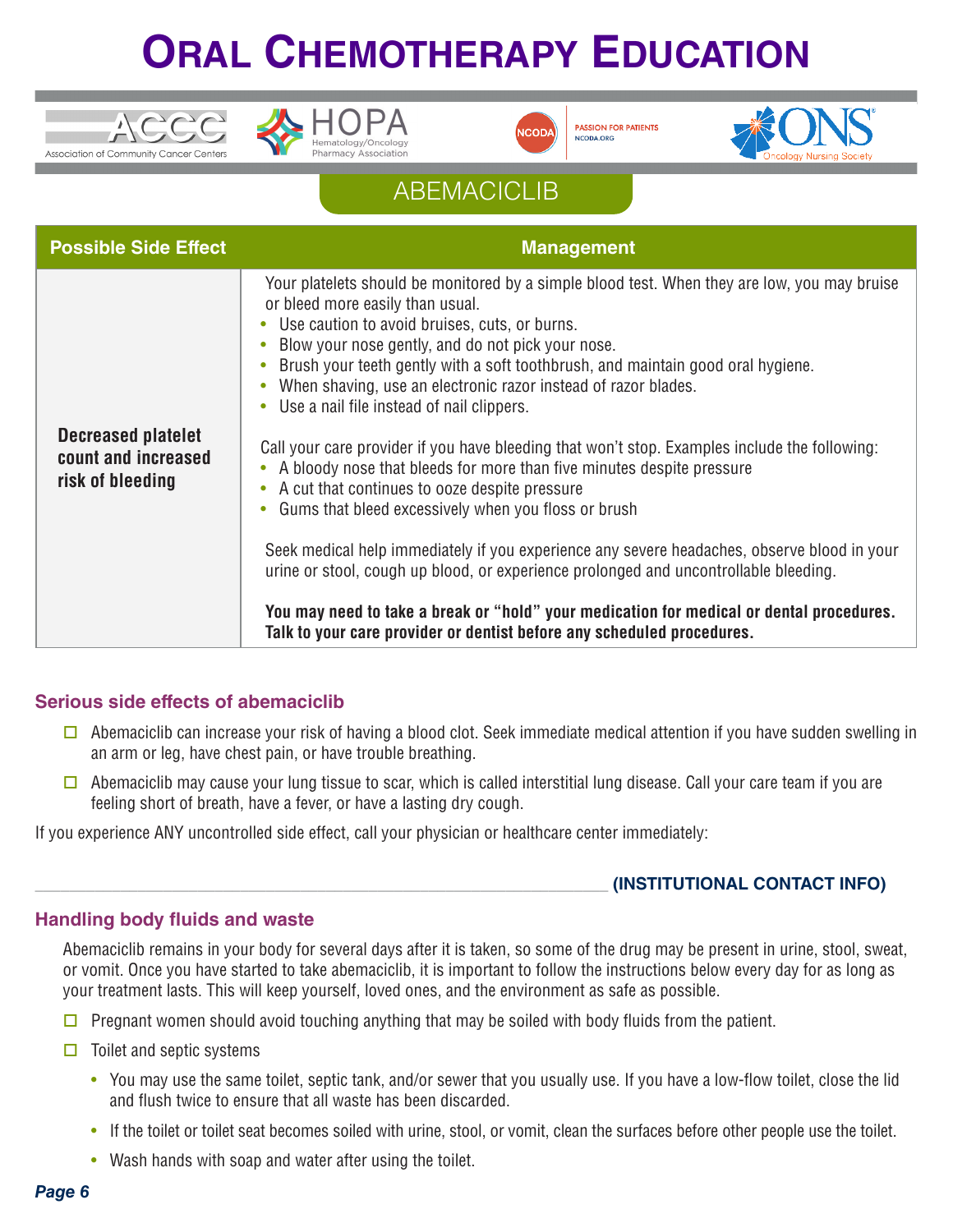# ORAL CHEMOTHERAPY EDUCATION

## ABEMACICLIB

| Possible Side Effect | Management |
| --- | --- |
| **Decreased platelet count and increased risk of bleeding** | Your platelets should be monitored by a simple blood test. When they are low, you may bruise or bleed more easily than usual.<br>• Use caution to avoid bruises, cuts, or burns.<br>• Blow your nose gently, and do not pick your nose.<br>• Brush your teeth gently with a soft toothbrush, and maintain good oral hygiene.<br>• When shaving, use an electronic razor instead of razor blades.<br>• Use a nail file instead of nail clippers.<br><br>Call your care provider if you have bleeding that won't stop. Examples include the following:<br>• A bloody nose that bleeds for more than five minutes despite pressure<br>• A cut that continues to ooze despite pressure<br>• Gums that bleed excessively when you floss or brush<br><br>Seek medical help immediately if you experience any severe headaches, observe blood in your urine or stool, cough up blood, or experience prolonged and uncontrollable bleeding.<br><br>**You may need to take a break or "hold" your medication for medical or dental procedures. Talk to your care provider or dentist before any scheduled procedures.** |

### Serious side effects of abemaciclib

- ☐ Abemaciclib can increase your risk of having a blood clot. Seek immediate medical attention if you have sudden swelling in an arm or leg, have chest pain, or have trouble breathing.
- ☐ Abemaciclib may cause your lung tissue to scar, which is called interstitial lung disease. Call your care team if you are feeling short of breath, have a fever, or have a lasting dry cough.

If you experience ANY uncontrolled side effect, call your physician or healthcare center immediately:

_______________________________________________ **(INSTITUTIONAL CONTACT INFO)**

### Handling body fluids and waste

Abemaciclib remains in your body for several days after it is taken, so some of the drug may be present in urine, stool, sweat, or vomit. Once you have started to take abemaciclib, it is important to follow the instructions below every day for as long as your treatment lasts. This will keep yourself, loved ones, and the environment as safe as possible.

- ☐ Pregnant women should avoid touching anything that may be soiled with body fluids from the patient.
- ☐ Toilet and septic systems
  - You may use the same toilet, septic tank, and/or sewer that you usually use. If you have a low-flow toilet, close the lid and flush twice to ensure that all waste has been discarded.
  - If the toilet or toilet seat becomes soiled with urine, stool, or vomit, clean the surfaces before other people use the toilet.
  - Wash hands with soap and water after using the toilet.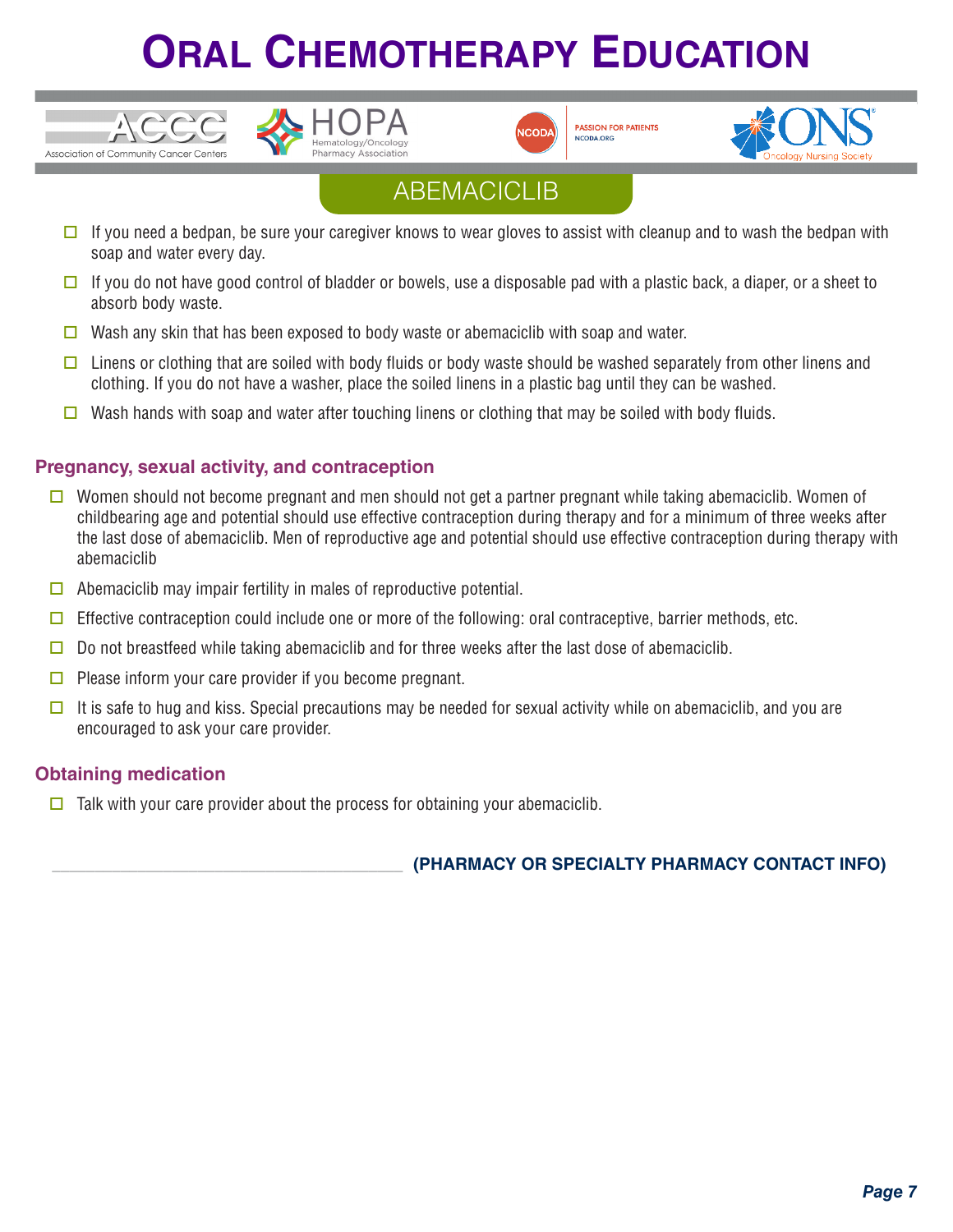- ☐ If you need a bedpan, be sure your caregiver knows to wear gloves to assist with cleanup and to wash the bedpan with soap and water every day.
- ☐ If you do not have good control of bladder or bowels, use a disposable pad with a plastic back, a diaper, or a sheet to absorb body waste.
- ☐ Wash any skin that has been exposed to body waste or abemaciclib with soap and water.
- ☐ Linens or clothing that are soiled with body fluids or body waste should be washed separately from other linens and clothing. If you do not have a washer, place the soiled linens in a plastic bag until they can be washed.
- ☐ Wash hands with soap and water after touching linens or clothing that may be soiled with body fluids.

### Pregnancy, sexual activity, and contraception

- ☐ Women should not become pregnant and men should not get a partner pregnant while taking abemaciclib. Women of childbearing age and potential should use effective contraception during therapy and for a minimum of three weeks after the last dose of abemaciclib. Men of reproductive age and potential should use effective contraception during therapy with abemaciclib
- ☐ Abemaciclib may impair fertility in males of reproductive potential.
- ☐ Effective contraception could include one or more of the following: oral contraceptive, barrier methods, etc.
- ☐ Do not breastfeed while taking abemaciclib and for three weeks after the last dose of abemaciclib.
- ☐ Please inform your care provider if you become pregnant.
- ☐ It is safe to hug and kiss. Special precautions may be needed for sexual activity while on abemaciclib, and you are encouraged to ask your care provider.

### Obtaining medication

- ☐ Talk with your care provider about the process for obtaining your abemaciclib.

______________________________________ **(PHARMACY OR SPECIALTY PHARMACY CONTACT INFO)**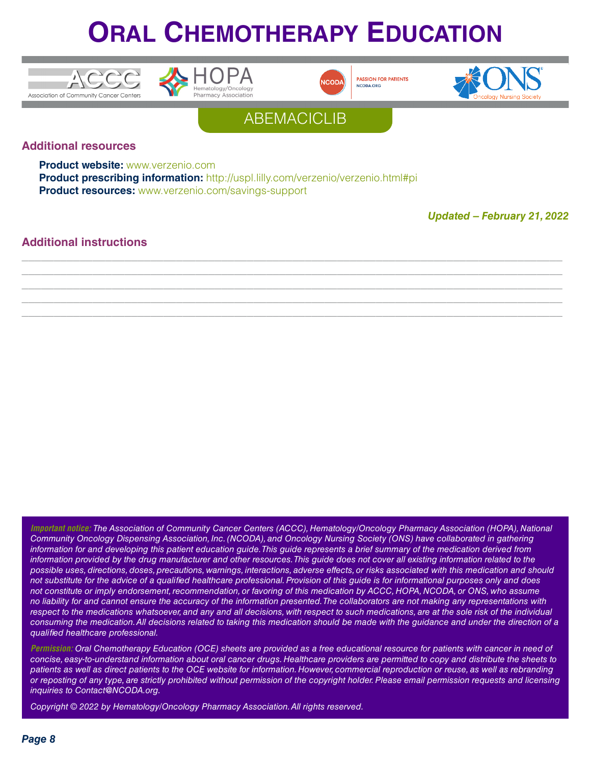# ORAL CHEMOTHERAPY EDUCATION

ACCC Association of Community Cancer Centers | HOPA Hematology/Oncology Pharmacy Association | NCODA PASSION FOR PATIENTS NCODA.ORG | ONS Oncology Nursing Society

## ABEMACICLIB

### Additional resources

**Product website:** www.verzenio.com
**Product prescribing information:** http://uspl.lilly.com/verzenio/verzenio.html#pi
**Product resources:** www.verzenio.com/savings-support

***Updated – February 21, 2022***

### Additional instructions

_______________________________________________________________________________

_______________________________________________________________________________

_______________________________________________________________________________

_______________________________________________________________________________

_______________________________________________________________________________

***Important notice:*** *The Association of Community Cancer Centers (ACCC), Hematology/Oncology Pharmacy Association (HOPA), National Community Oncology Dispensing Association, Inc. (NCODA), and Oncology Nursing Society (ONS) have collaborated in gathering information for and developing this patient education guide. This guide represents a brief summary of the medication derived from information provided by the drug manufacturer and other resources. This guide does not cover all existing information related to the possible uses, directions, doses, precautions, warnings, interactions, adverse effects, or risks associated with this medication and should not substitute for the advice of a qualified healthcare professional. Provision of this guide is for informational purposes only and does not constitute or imply endorsement, recommendation, or favoring of this medication by ACCC, HOPA, NCODA, or ONS, who assume no liability for and cannot ensure the accuracy of the information presented. The collaborators are not making any representations with respect to the medications whatsoever, and any and all decisions, with respect to such medications, are at the sole risk of the individual consuming the medication. All decisions related to taking this medication should be made with the guidance and under the direction of a qualified healthcare professional.*

***Permission:*** *Oral Chemotherapy Education (OCE) sheets are provided as a free educational resource for patients with cancer in need of concise, easy-to-understand information about oral cancer drugs. Healthcare providers are permitted to copy and distribute the sheets to patients as well as direct patients to the OCE website for information. However, commercial reproduction or reuse, as well as rebranding or reposting of any type, are strictly prohibited without permission of the copyright holder. Please email permission requests and licensing inquiries to Contact@NCODA.org.*

*Copyright © 2022 by Hematology/Oncology Pharmacy Association. All rights reserved.*